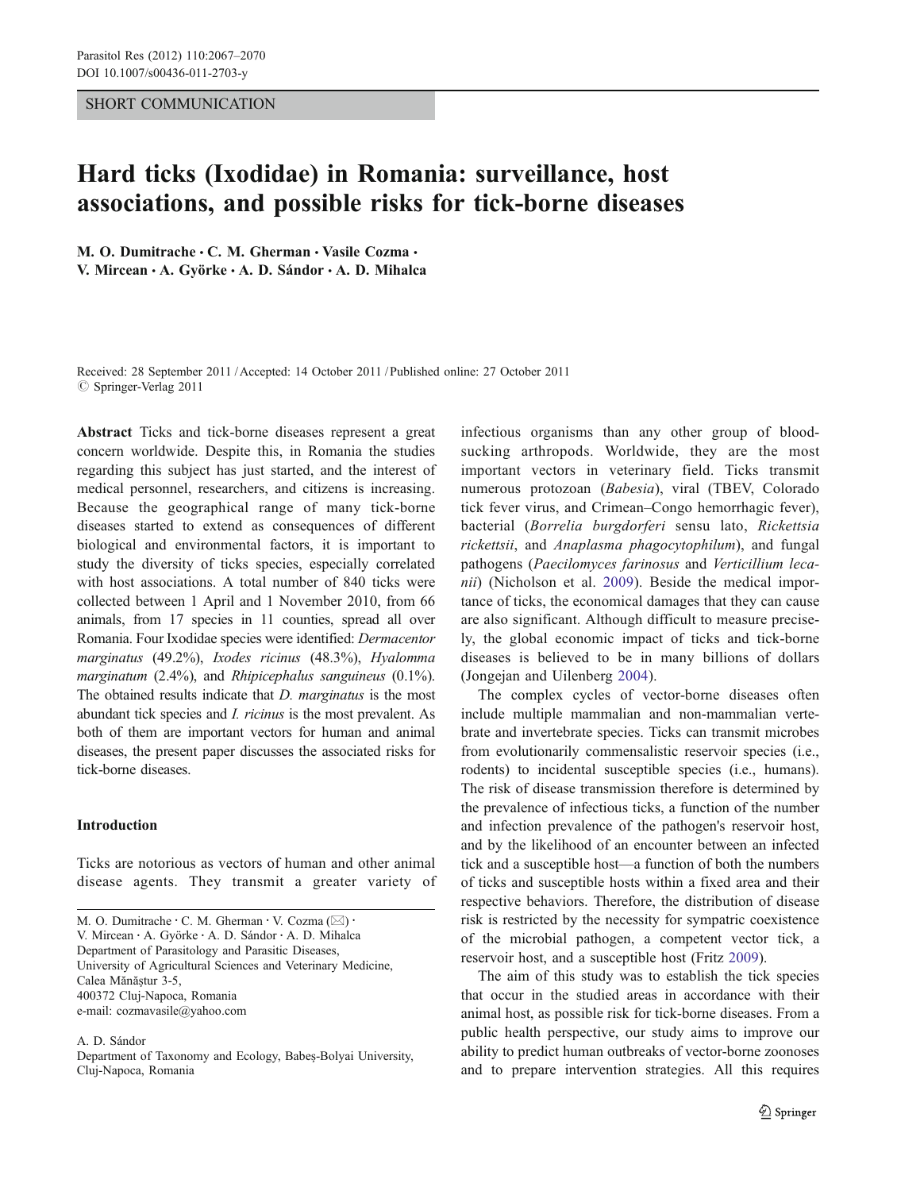SHORT COMMUNICATION

# Hard ticks (Ixodidae) in Romania: surveillance, host associations, and possible risks for tick-borne diseases

M. O. Dumitrache · C. M. Gherman · Vasile Cozma · V. Mircean · A. Györke · A. D. Sándor · A. D. Mihalca

Received: 28 September 2011 / Accepted: 14 October 2011 / Published online: 27 October 2011
© Springer-Verlag 2011

**Abstract** Ticks and tick-borne diseases represent a great concern worldwide. Despite this, in Romania the studies regarding this subject has just started, and the interest of medical personnel, researchers, and citizens is increasing. Because the geographical range of many tick-borne diseases started to extend as consequences of different biological and environmental factors, it is important to study the diversity of ticks species, especially correlated with host associations. A total number of 840 ticks were collected between 1 April and 1 November 2010, from 66 animals, from 17 species in 11 counties, spread all over Romania. Four Ixodidae species were identified: *Dermacentor marginatus* (49.2%), *Ixodes ricinus* (48.3%), *Hyalomma marginatum* (2.4%), and *Rhipicephalus sanguineus* (0.1%). The obtained results indicate that *D. marginatus* is the most abundant tick species and *I. ricinus* is the most prevalent. As both of them are important vectors for human and animal diseases, the present paper discusses the associated risks for tick-borne diseases.

M. O. Dumitrache · C. M. Gherman · V. Cozma (✉) · V. Mircean · A. Györke · A. D. Sándor · A. D. Mihalca
Department of Parasitology and Parasitic Diseases, University of Agricultural Sciences and Veterinary Medicine, Calea Mănăştur 3-5, 400372 Cluj-Napoca, Romania
e-mail: cozmavasile@yahoo.com

A. D. Sándor
Department of Taxonomy and Ecology, Babeş-Bolyai University, Cluj-Napoca, Romania

## Introduction

Ticks are notorious as vectors of human and other animal disease agents. They transmit a greater variety of infectious organisms than any other group of blood-sucking arthropods. Worldwide, they are the most important vectors in veterinary field. Ticks transmit numerous protozoan (*Babesia*), viral (TBEV, Colorado tick fever virus, and Crimean–Congo hemorrhagic fever), bacterial (*Borrelia burgdorferi* sensu lato, *Rickettsia rickettsii*, and *Anaplasma phagocytophilum*), and fungal pathogens (*Paecilomyces farinosus* and *Verticillium lecanii*) (Nicholson et al. 2009). Beside the medical importance of ticks, the economical damages that they can cause are also significant. Although difficult to measure precisely, the global economic impact of ticks and tick-borne diseases is believed to be in many billions of dollars (Jongejan and Uilenberg 2004).

The complex cycles of vector-borne diseases often include multiple mammalian and non-mammalian vertebrate and invertebrate species. Ticks can transmit microbes from evolutionarily commensalistic reservoir species (i.e., rodents) to incidental susceptible species (i.e., humans). The risk of disease transmission therefore is determined by the prevalence of infectious ticks, a function of the number and infection prevalence of the pathogen's reservoir host, and by the likelihood of an encounter between an infected tick and a susceptible host—a function of both the numbers of ticks and susceptible hosts within a fixed area and their respective behaviors. Therefore, the distribution of disease risk is restricted by the necessity for sympatric coexistence of the microbial pathogen, a competent vector tick, a reservoir host, and a susceptible host (Fritz 2009).

The aim of this study was to establish the tick species that occur in the studied areas in accordance with their animal host, as possible risk for tick-borne diseases. From a public health perspective, our study aims to improve our ability to predict human outbreaks of vector-borne zoonoses and to prepare intervention strategies. All this requires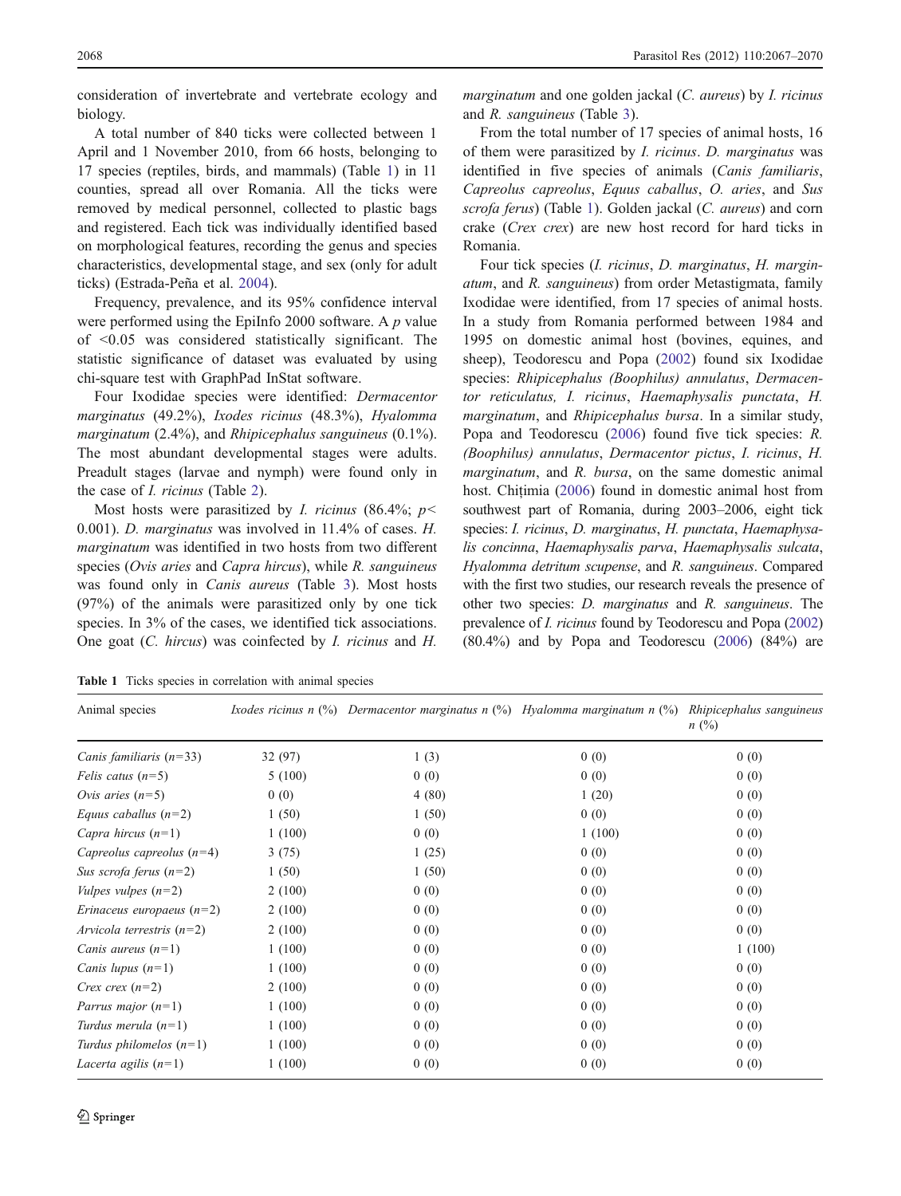consideration of invertebrate and vertebrate ecology and biology.

A total number of 840 ticks were collected between 1 April and 1 November 2010, from 66 hosts, belonging to 17 species (reptiles, birds, and mammals) (Table 1) in 11 counties, spread all over Romania. All the ticks were removed by medical personnel, collected to plastic bags and registered. Each tick was individually identified based on morphological features, recording the genus and species characteristics, developmental stage, and sex (only for adult ticks) (Estrada-Peña et al. 2004).

Frequency, prevalence, and its 95% confidence interval were performed using the EpiInfo 2000 software. A *p* value of $<0.05$ was considered statistically significant. The statistic significance of dataset was evaluated by using chi-square test with GraphPad InStat software.

Four Ixodidae species were identified: *Dermacentor marginatus* (49.2%), *Ixodes ricinus* (48.3%), *Hyalomma marginatum* (2.4%), and *Rhipicephalus sanguineus* (0.1%). The most abundant developmental stages were adults. Preadult stages (larvae and nymph) were found only in the case of *I. ricinus* (Table 2).

Most hosts were parasitized by *I. ricinus* (86.4%; $p<0.001$). *D. marginatus* was involved in 11.4% of cases. *H. marginatum* was identified in two hosts from two different species (*Ovis aries* and *Capra hircus*), while *R. sanguineus* was found only in *Canis aureus* (Table 3). Most hosts (97%) of the animals were parasitized only by one tick species. In 3% of the cases, we identified tick associations. One goat (*C. hircus*) was coinfected by *I. ricinus* and *H. marginatum* and one golden jackal (*C. aureus*) by *I. ricinus* and *R. sanguineus* (Table 3).

From the total number of 17 species of animal hosts, 16 of them were parasitized by *I. ricinus*. *D. marginatus* was identified in five species of animals (*Canis familiaris*, *Capreolus capreolus*, *Equus caballus*, *O. aries*, and *Sus scrofa ferus*) (Table 1). Golden jackal (*C. aureus*) and corn crake (*Crex crex*) are new host record for hard ticks in Romania.

Four tick species (*I. ricinus*, *D. marginatus*, *H. marginatum*, and *R. sanguineus*) from order Metastigmata, family Ixodidae were identified, from 17 species of animal hosts. In a study from Romania performed between 1984 and 1995 on domestic animal host (bovines, equines, and sheep), Teodorescu and Popa (2002) found six Ixodidae species: *Rhipicephalus (Boophilus) annulatus*, *Dermacentor reticulatus, I. ricinus*, *Haemaphysalis punctata*, *H. marginatum*, and *Rhipicephalus bursa*. In a similar study, Popa and Teodorescu (2006) found five tick species: *R. (Boophilus) annulatus*, *Dermacentor pictus*, *I. ricinus*, *H. marginatum*, and *R. bursa*, on the same domestic animal host. Chițimia (2006) found in domestic animal host from southwest part of Romania, during 2003–2006, eight tick species: *I. ricinus*, *D. marginatus*, *H. punctata*, *Haemaphysalis concinna*, *Haemaphysalis parva*, *Haemaphysalis sulcata*, *Hyalomma detritum scupense*, and *R. sanguineus*. Compared with the first two studies, our research reveals the presence of other two species: *D. marginatus* and *R. sanguineus*. The prevalence of *I. ricinus* found by Teodorescu and Popa (2002) (80.4%) and by Popa and Teodorescu (2006) (84%) are

**Table 1** Ticks species in correlation with animal species

| Animal species | *Ixodes ricinus* *n* (%) | *Dermacentor marginatus* *n* (%) | *Hyalomma marginatum* *n* (%) | *Rhipicephalus sanguineus* *n* (%) |
|---|---|---|---|---|
| *Canis familiaris* ($n$=33) | 32 (97) | 1 (3) | 0 (0) | 0 (0) |
| *Felis catus* ($n$=5) | 5 (100) | 0 (0) | 0 (0) | 0 (0) |
| *Ovis aries* ($n$=5) | 0 (0) | 4 (80) | 1 (20) | 0 (0) |
| *Equus caballus* ($n$=2) | 1 (50) | 1 (50) | 0 (0) | 0 (0) |
| *Capra hircus* ($n$=1) | 1 (100) | 0 (0) | 1 (100) | 0 (0) |
| *Capreolus capreolus* ($n$=4) | 3 (75) | 1 (25) | 0 (0) | 0 (0) |
| *Sus scrofa ferus* ($n$=2) | 1 (50) | 1 (50) | 0 (0) | 0 (0) |
| *Vulpes vulpes* ($n$=2) | 2 (100) | 0 (0) | 0 (0) | 0 (0) |
| *Erinaceus europaeus* ($n$=2) | 2 (100) | 0 (0) | 0 (0) | 0 (0) |
| *Arvicola terrestris* ($n$=2) | 2 (100) | 0 (0) | 0 (0) | 0 (0) |
| *Canis aureus* ($n$=1) | 1 (100) | 0 (0) | 0 (0) | 1 (100) |
| *Canis lupus* ($n$=1) | 1 (100) | 0 (0) | 0 (0) | 0 (0) |
| *Crex crex* ($n$=2) | 2 (100) | 0 (0) | 0 (0) | 0 (0) |
| *Parrus major* ($n$=1) | 1 (100) | 0 (0) | 0 (0) | 0 (0) |
| *Turdus merula* ($n$=1) | 1 (100) | 0 (0) | 0 (0) | 0 (0) |
| *Turdus philomelos* ($n$=1) | 1 (100) | 0 (0) | 0 (0) | 0 (0) |
| *Lacerta agilis* ($n$=1) | 1 (100) | 0 (0) | 0 (0) | 0 (0) |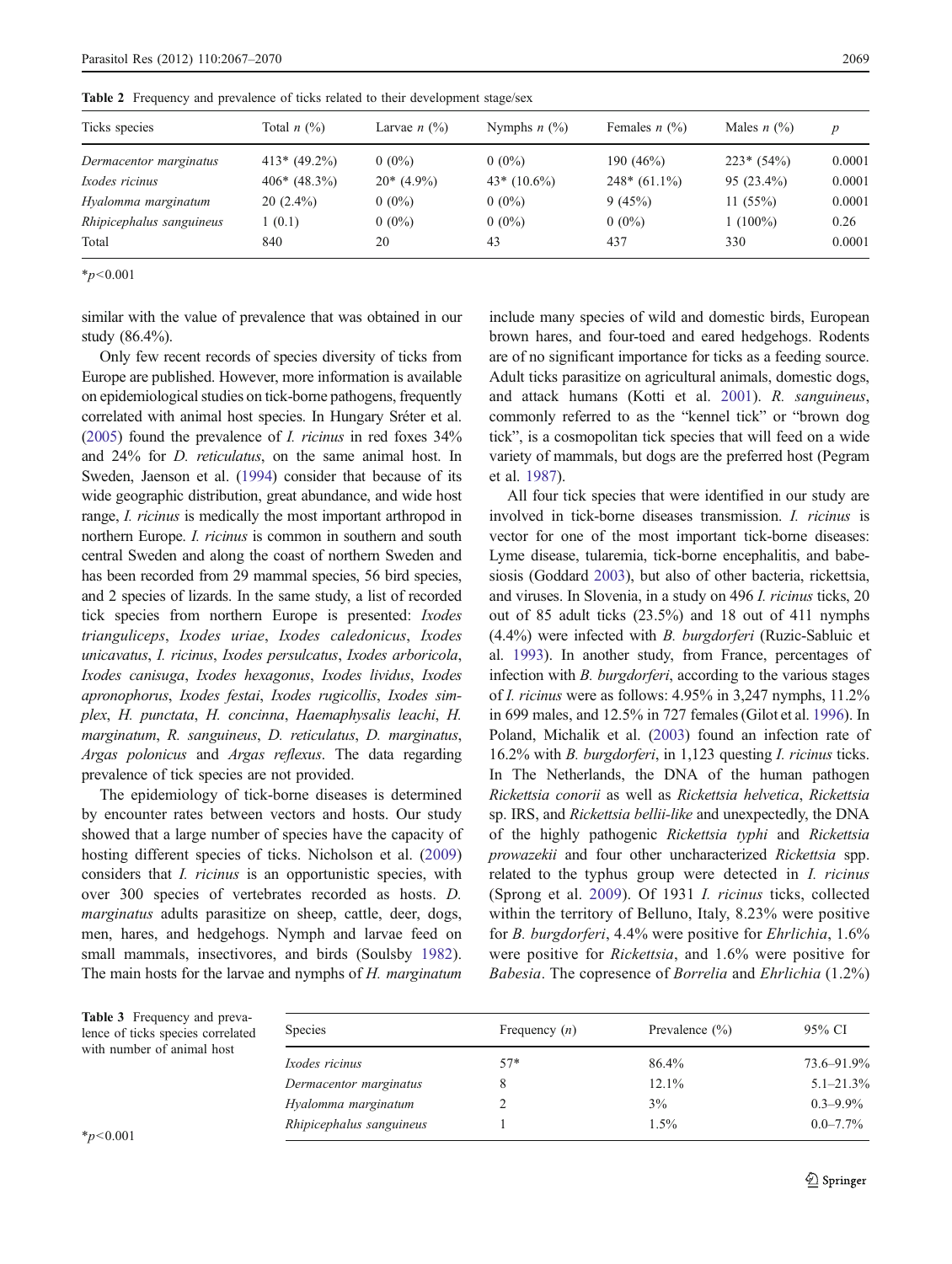Table 2 Frequency and prevalence of ticks related to their development stage/sex

| Ticks species | Total *n* (%) | Larvae *n* (%) | Nymphs *n* (%) | Females *n* (%) | Males *n* (%) | *p* |
|---|---|---|---|---|---|---|
| *Dermacentor marginatus* | 413* (49.2%) | 0 (0%) | 0 (0%) | 190 (46%) | 223* (54%) | 0.0001 |
| *Ixodes ricinus* | 406* (48.3%) | 20* (4.9%) | 43* (10.6%) | 248* (61.1%) | 95 (23.4%) | 0.0001 |
| *Hyalomma marginatum* | 20 (2.4%) | 0 (0%) | 0 (0%) | 9 (45%) | 11 (55%) | 0.0001 |
| *Rhipicephalus sanguineus* | 1 (0.1) | 0 (0%) | 0 (0%) | 0 (0%) | 1 (100%) | 0.26 |
| Total | 840 | 20 | 43 | 437 | 330 | 0.0001 |

*$p<0.001$

similar with the value of prevalence that was obtained in our study (86.4%).

Only few recent records of species diversity of ticks from Europe are published. However, more information is available on epidemiological studies on tick-borne pathogens, frequently correlated with animal host species. In Hungary Sréter et al. (2005) found the prevalence of *I. ricinus* in red foxes 34% and 24% for *D. reticulatus*, on the same animal host. In Sweden, Jaenson et al. (1994) consider that because of its wide geographic distribution, great abundance, and wide host range, *I. ricinus* is medically the most important arthropod in northern Europe. *I. ricinus* is common in southern and south central Sweden and along the coast of northern Sweden and has been recorded from 29 mammal species, 56 bird species, and 2 species of lizards. In the same study, a list of recorded tick species from northern Europe is presented: *Ixodes trianguliceps*, *Ixodes uriae*, *Ixodes caledonicus*, *Ixodes unicavatus*, *I. ricinus*, *Ixodes persulcatus*, *Ixodes arboricola*, *Ixodes canisuga*, *Ixodes hexagonus*, *Ixodes lividus*, *Ixodes apronophorus*, *Ixodes festai*, *Ixodes rugicollis*, *Ixodes simplex*, *H. punctata*, *H. concinna*, *Haemaphysalis leachi*, *H. marginatum*, *R. sanguineus*, *D. reticulatus*, *D. marginatus*, *Argas polonicus* and *Argas reflexus*. The data regarding prevalence of tick species are not provided.

The epidemiology of tick-borne diseases is determined by encounter rates between vectors and hosts. Our study showed that a large number of species have the capacity of hosting different species of ticks. Nicholson et al. (2009) considers that *I. ricinus* is an opportunistic species, with over 300 species of vertebrates recorded as hosts. *D. marginatus* adults parasitize on sheep, cattle, deer, dogs, men, hares, and hedgehogs. Nymph and larvae feed on small mammals, insectivores, and birds (Soulsby 1982). The main hosts for the larvae and nymphs of *H. marginatum* include many species of wild and domestic birds, European brown hares, and four-toed and eared hedgehogs. Rodents are of no significant importance for ticks as a feeding source. Adult ticks parasitize on agricultural animals, domestic dogs, and attack humans (Kotti et al. 2001). *R. sanguineus*, commonly referred to as the "kennel tick" or "brown dog tick", is a cosmopolitan tick species that will feed on a wide variety of mammals, but dogs are the preferred host (Pegram et al. 1987).

All four tick species that were identified in our study are involved in tick-borne diseases transmission. *I. ricinus* is vector for one of the most important tick-borne diseases: Lyme disease, tularemia, tick-borne encephalitis, and babesiosis (Goddard 2003), but also of other bacteria, rickettsia, and viruses. In Slovenia, in a study on 496 *I. ricinus* ticks, 20 out of 85 adult ticks (23.5%) and 18 out of 411 nymphs (4.4%) were infected with *B. burgdorferi* (Ruzic-Sabluic et al. 1993). In another study, from France, percentages of infection with *B. burgdorferi*, according to the various stages of *I. ricinus* were as follows: 4.95% in 3,247 nymphs, 11.2% in 699 males, and 12.5% in 727 females (Gilot et al. 1996). In Poland, Michalik et al. (2003) found an infection rate of 16.2% with *B. burgdorferi*, in 1,123 questing *I. ricinus* ticks. In The Netherlands, the DNA of the human pathogen *Rickettsia conorii* as well as *Rickettsia helvetica*, *Rickettsia* sp. IRS, and *Rickettsia bellii-like* and unexpectedly, the DNA of the highly pathogenic *Rickettsia typhi* and *Rickettsia prowazekii* and four other uncharacterized *Rickettsia* spp. related to the typhus group were detected in *I. ricinus* (Sprong et al. 2009). Of 1931 *I. ricinus* ticks, collected within the territory of Belluno, Italy, 8.23% were positive for *B. burgdorferi*, 4.4% were positive for *Ehrlichia*, 1.6% were positive for *Rickettsia*, and 1.6% were positive for *Babesia*. The copresence of *Borrelia* and *Ehrlichia* (1.2%)

Table 3 Frequency and prevalence of ticks species correlated with number of animal host

| Species | Frequency (*n*) | Prevalence (%) | 95% CI |
|---|---|---|---|
| *Ixodes ricinus* | 57* | 86.4% | 73.6–91.9% |
| *Dermacentor marginatus* | 8 | 12.1% | 5.1–21.3% |
| *Hyalomma marginatum* | 2 | 3% | 0.3–9.9% |
| *Rhipicephalus sanguineus* | 1 | 1.5% | 0.0–7.7% |

*$p<0.001$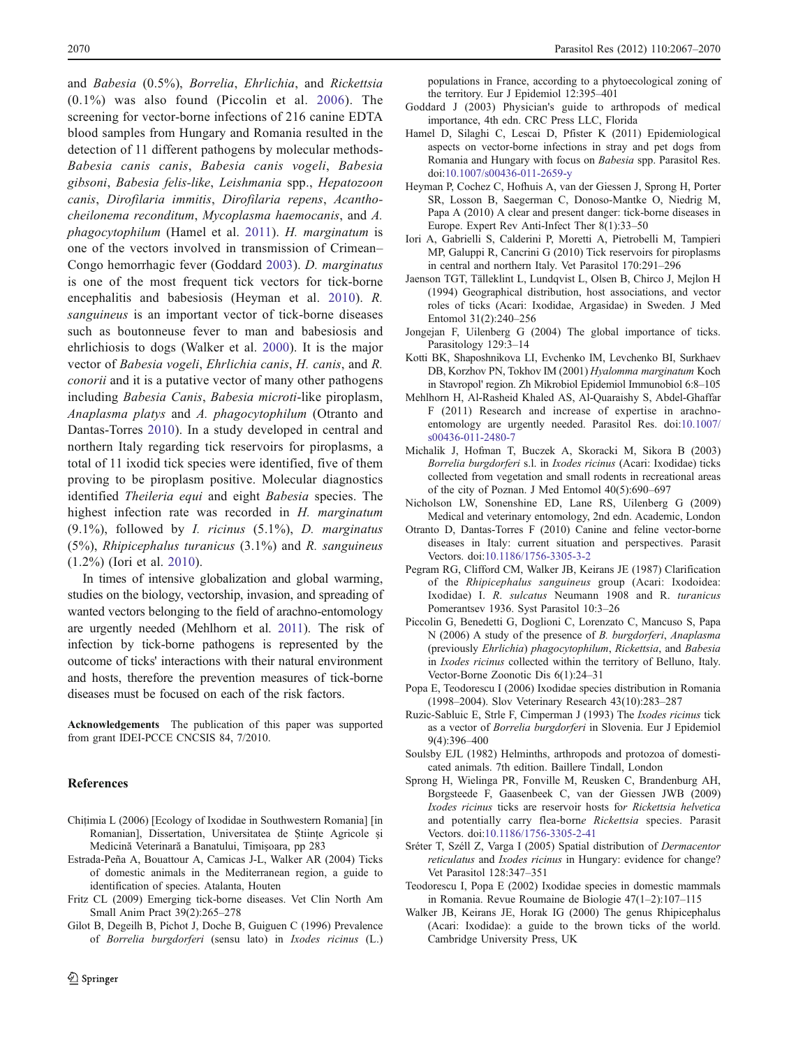and *Babesia* (0.5%), *Borrelia*, *Ehrlichia*, and *Rickettsia* (0.1%) was also found (Piccolin et al. 2006). The screening for vector-borne infections of 216 canine EDTA blood samples from Hungary and Romania resulted in the detection of 11 different pathogens by molecular methods- *Babesia canis canis*, *Babesia canis vogeli*, *Babesia gibsoni*, *Babesia felis-like*, *Leishmania* spp., *Hepatozoon canis*, *Dirofilaria immitis*, *Dirofilaria repens*, *Acanthocheilonema reconditum*, *Mycoplasma haemocanis*, and *A. phagocytophilum* (Hamel et al. 2011). *H. marginatum* is one of the vectors involved in transmission of Crimean–Congo hemorrhagic fever (Goddard 2003). *D. marginatus* is one of the most frequent tick vectors for tick-borne encephalitis and babesiosis (Heyman et al. 2010). *R. sanguineus* is an important vector of tick-borne diseases such as boutonneuse fever to man and babesiosis and ehrlichiosis to dogs (Walker et al. 2000). It is the major vector of *Babesia vogeli*, *Ehrlichia canis*, *H. canis*, and *R. conorii* and it is a putative vector of many other pathogens including *Babesia Canis*, *Babesia microti*-like piroplasm, *Anaplasma platys* and *A. phagocytophilum* (Otranto and Dantas-Torres 2010). In a study developed in central and northern Italy regarding tick reservoirs for piroplasms, a total of 11 ixodid tick species were identified, five of them proving to be piroplasm positive. Molecular diagnostics identified *Theileria equi* and eight *Babesia* species. The highest infection rate was recorded in *H. marginatum* (9.1%), followed by *I. ricinus* (5.1%), *D. marginatus* (5%), *Rhipicephalus turanicus* (3.1%) and *R. sanguineus* (1.2%) (Iori et al. 2010).

In times of intensive globalization and global warming, studies on the biology, vectorship, invasion, and spreading of wanted vectors belonging to the field of arachno-entomology are urgently needed (Mehlhorn et al. 2011). The risk of infection by tick-borne pathogens is represented by the outcome of ticks' interactions with their natural environment and hosts, therefore the prevention measures of tick-borne diseases must be focused on each of the risk factors.

**Acknowledgements** The publication of this paper was supported from grant IDEI-PCCE CNCSIS 84, 7/2010.

## References

- Chițimia L (2006) [Ecology of Ixodidae in Southwestern Romania] [in Romanian], Dissertation, Universitatea de Științe Agricole și Medicină Veterinară a Banatului, Timișoara, pp 283
- Estrada-Peña A, Bouattour A, Camicas J-L, Walker AR (2004) Ticks of domestic animals in the Mediterranean region, a guide to identification of species. Atalanta, Houten
- Fritz CL (2009) Emerging tick-borne diseases. Vet Clin North Am Small Anim Pract 39(2):265–278
- Gilot B, Degeilh B, Pichot J, Doche B, Guiguen C (1996) Prevalence of *Borrelia burgdorferi* (sensu lato) in *Ixodes ricinus* (L.) populations in France, according to a phytoecological zoning of the territory. Eur J Epidemiol 12:395–401
- Goddard J (2003) Physician's guide to arthropods of medical importance, 4th edn. CRC Press LLC, Florida
- Hamel D, Silaghi C, Lescai D, Pfister K (2011) Epidemiological aspects on vector-borne infections in stray and pet dogs from Romania and Hungary with focus on *Babesia* spp. Parasitol Res. doi:10.1007/s00436-011-2659-y
- Heyman P, Cochez C, Hofhuis A, van der Giessen J, Sprong H, Porter SR, Losson B, Saegerman C, Donoso-Mantke O, Niedrig M, Papa A (2010) A clear and present danger: tick-borne diseases in Europe. Expert Rev Anti-Infect Ther 8(1):33–50
- Iori A, Gabrielli S, Calderini P, Moretti A, Pietrobelli M, Tampieri MP, Galuppi R, Cancrini G (2010) Tick reservoirs for piroplasms in central and northern Italy. Vet Parasitol 170:291–296
- Jaenson TGT, Tälleklint L, Lundqvist L, Olsen B, Chirco J, Mejlon H (1994) Geographical distribution, host associations, and vector roles of ticks (Acari: Ixodidae, Argasidae) in Sweden. J Med Entomol 31(2):240–256
- Jongejan F, Uilenberg G (2004) The global importance of ticks. Parasitology 129:3–14
- Kotti BK, Shaposhnikova LI, Evchenko IM, Levchenko BI, Surkhaev DB, Korzhov PN, Tokhov IM (2001) *Hyalomma marginatum* Koch in Stavropol' region. Zh Mikrobiol Epidemiol Immunobiol 6:8–105
- Mehlhorn H, Al-Rasheid Khaled AS, Al-Quaraishy S, Abdel-Ghaffar F (2011) Research and increase of expertise in arachno-entomology are urgently needed. Parasitol Res. doi:10.1007/s00436-011-2480-7
- Michalik J, Hofman T, Buczek A, Skoracki M, Sikora B (2003) *Borrelia burgdorferi* s.l. in *Ixodes ricinus* (Acari: Ixodidae) ticks collected from vegetation and small rodents in recreational areas of the city of Poznan. J Med Entomol 40(5):690–697
- Nicholson LW, Sonenshine ED, Lane RS, Uilenberg G (2009) Medical and veterinary entomology, 2nd edn. Academic, London
- Otranto D, Dantas-Torres F (2010) Canine and feline vector-borne diseases in Italy: current situation and perspectives. Parasit Vectors. doi:10.1186/1756-3305-3-2
- Pegram RG, Clifford CM, Walker JB, Keirans JE (1987) Clarification of the *Rhipicephalus sanguineus* group (Acari: Ixodoidea: Ixodidae) I. *R. sulcatus* Neumann 1908 and *R. turanicus* Pomerantsev 1936. Syst Parasitol 10:3–26
- Piccolin G, Benedetti G, Doglioni C, Lorenzato C, Mancuso S, Papa N (2006) A study of the presence of *B. burgdorferi*, *Anaplasma* (previously *Ehrlichia*) *phagocytophilum*, *Rickettsia*, and *Babesia* in *Ixodes ricinus* collected within the territory of Belluno, Italy. Vector-Borne Zoonotic Dis 6(1):24–31
- Popa E, Teodorescu I (2006) Ixodidae species distribution in Romania (1998–2004). Slov Veterinary Research 43(10):283–287
- Ruzic-Sabluic E, Strle F, Cimperman J (1993) The *Ixodes ricinus* tick as a vector of *Borrelia burgdorferi* in Slovenia. Eur J Epidemiol 9(4):396–400
- Soulsby EJL (1982) Helminths, arthropods and protozoa of domesticated animals. 7th edition. Baillere Tindall, London
- Sprong H, Wielinga PR, Fonville M, Reusken C, Brandenburg AH, Borgsteede F, Gaasenbeek C, van der Giessen JWB (2009) *Ixodes ricinus* ticks are reservoir hosts for *Rickettsia helvetica* and potentially carry flea-borne *Rickettsia* species. Parasit Vectors. doi:10.1186/1756-3305-2-41
- Sréter T, Széll Z, Varga I (2005) Spatial distribution of *Dermacentor reticulatus* and *Ixodes ricinus* in Hungary: evidence for change? Vet Parasitol 128:347–351
- Teodorescu I, Popa E (2002) Ixodidae species in domestic mammals in Romania. Revue Roumaine de Biologie 47(1–2):107–115
- Walker JB, Keirans JE, Horak IG (2000) The genus Rhipicephalus (Acari: Ixodidae): a guide to the brown ticks of the world. Cambridge University Press, UK